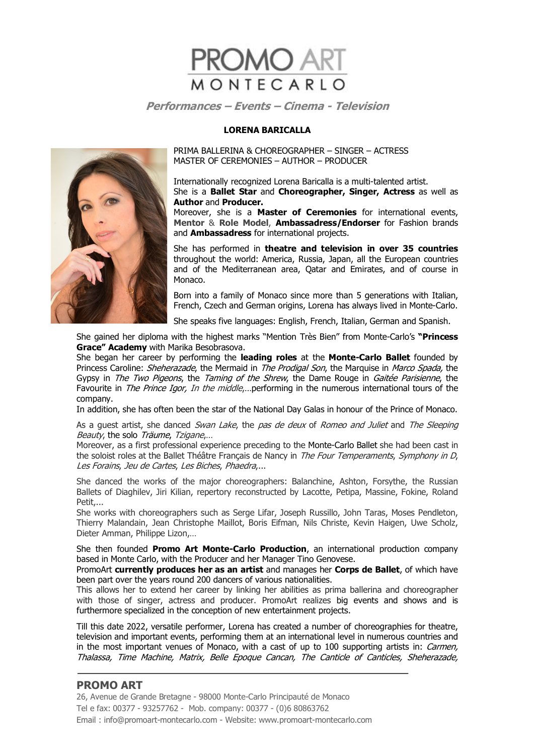# PROMO ART MONTECARLO

***Performances – Events – Cinema - Television***

## LORENA BARICALLA

PRIMA BALLERINA & CHOREOGRAPHER – SINGER – ACTRESS
MASTER OF CEREMONIES – AUTHOR – PRODUCER

Internationally recognized Lorena Baricalla is a multi-talented artist.
She is a **Ballet Star** and **Choreographer, Singer, Actress** as well as **Author** and **Producer.**
Moreover, she is a **Master of Ceremonies** for international events, **Mentor** & **Role Model**, **Ambassadress/Endorser** for Fashion brands and **Ambassadress** for international projects.

She has performed in **theatre and television in over 35 countries** throughout the world: America, Russia, Japan, all the European countries and of the Mediterranean area, Qatar and Emirates, and of course in Monaco.

Born into a family of Monaco since more than 5 generations with Italian, French, Czech and German origins, Lorena has always lived in Monte-Carlo.

She speaks five languages: English, French, Italian, German and Spanish.

She gained her diploma with the highest marks "Mention Très Bien" from Monte-Carlo's **"Princess Grace" Academy** with Marika Besobrasova.
She began her career by performing the **leading roles** at the **Monte-Carlo Ballet** founded by Princess Caroline: *Sheherazade*, the Mermaid in *The Prodigal Son*, the Marquise in *Marco Spada,* the Gypsy in *The Two Pigeons*, the *Taming of the Shrew*, the Dame Rouge in *Gaitée Parisienne*, the Favourite in *The Prince Igor, In the middle*,…performing in the numerous international tours of the company.
In addition, she has often been the star of the National Day Galas in honour of the Prince of Monaco.

As a guest artist, she danced *Swan Lake*, the *pas de deux* of *Romeo and Juliet* and *The Sleeping Beauty*, the solo *Träume*, *Tzigane*,…
Moreover, as a first professional experience preceding to the Monte-Carlo Ballet she had been cast in the soloist roles at the Ballet Théâtre Français de Nancy in *The Four Temperaments*, *Symphony in D*, *Les Forains*, *Jeu de Cartes*, *Les Biches*, *Phaedra*,...

She danced the works of the major choreographers: Balanchine, Ashton, Forsythe, the Russian Ballets of Diaghilev, Jiri Kilian, repertory reconstructed by Lacotte, Petipa, Massine, Fokine, Roland Petit,...
She works with choreographers such as Serge Lifar, Joseph Russillo, John Taras, Moses Pendleton, Thierry Malandain, Jean Christophe Maillot, Boris Eifman, Nils Christe, Kevin Haigen, Uwe Scholz, Dieter Amman, Philippe Lizon,…

She then founded **Promo Art Monte-Carlo Production**, an international production company based in Monte Carlo, with the Producer and her Manager Tino Genovese.
PromoArt **currently produces her as an artist** and manages her **Corps de Ballet**, of which have been part over the years round 200 dancers of various nationalities.
This allows her to extend her career by linking her abilities as prima ballerina and choreographer with those of singer, actress and producer. PromoArt realizes big events and shows and is furthermore specialized in the conception of new entertainment projects.

Till this date 2022, versatile performer, Lorena has created a number of choreographies for theatre, television and important events, performing them at an international level in numerous countries and in the most important venues of Monaco, with a cast of up to 100 supporting artists in: *Carmen, Thalassa, Time Machine, Matrix, Belle Epoque Cancan, The Canticle of Canticles, Sheherazade,*

**PROMO ART**
26, Avenue de Grande Bretagne - 98000 Monte-Carlo Principauté de Monaco
Tel e fax: 00377 - 93257762 - Mob. company: 00377 - (0)6 80863762
Email : info@promoart-montecarlo.com - Website: www.promoart-montecarlo.com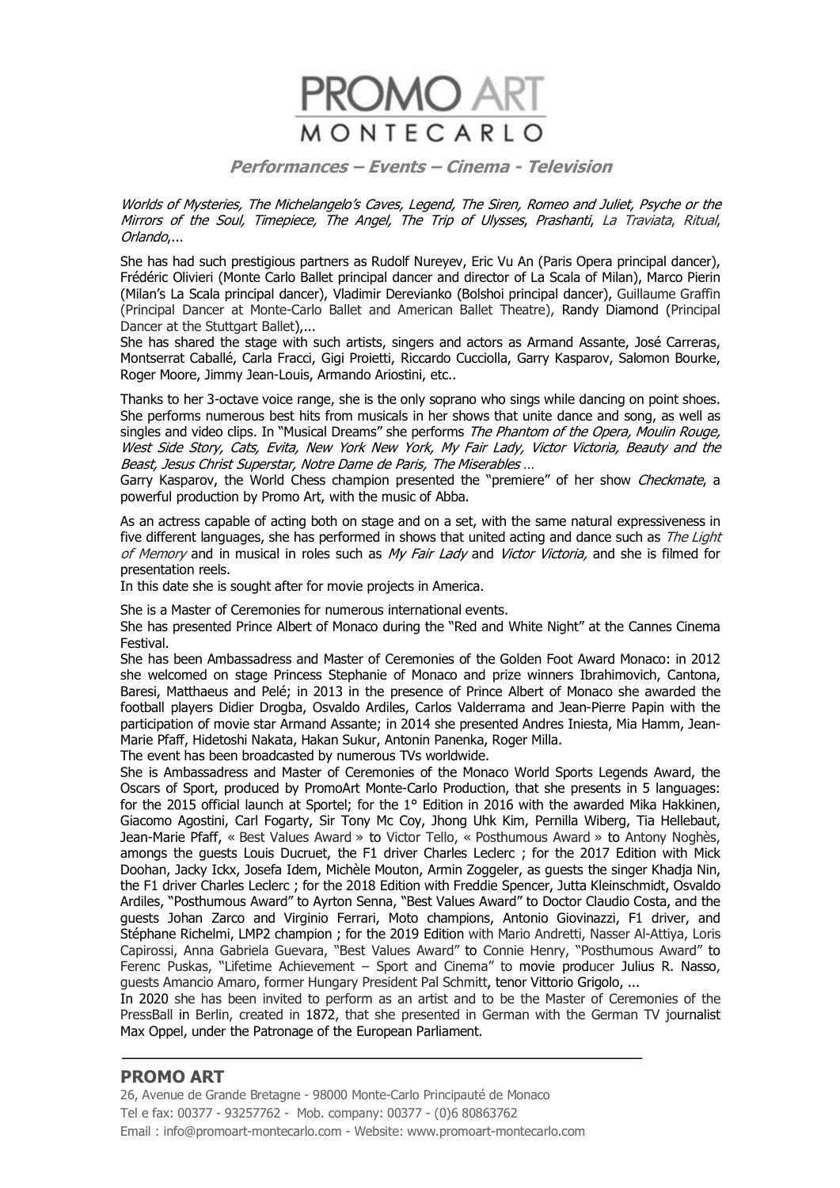**Performances – Events – Cinema - Television**

*Worlds of Mysteries, The Michelangelo's Caves, Legend, The Siren, Romeo and Juliet, Psyche or the Mirrors of the Soul, Timepiece, The Angel, The Trip of Ulysses, Prashanti, La Traviata, Ritual, Orlando,...*

She has had such prestigious partners as Rudolf Nureyev, Eric Vu An (Paris Opera principal dancer), Frédéric Olivieri (Monte Carlo Ballet principal dancer and director of La Scala of Milan), Marco Pierin (Milan's La Scala principal dancer), Vladimir Derevianko (Bolshoi principal dancer), Guillaume Graffin (Principal Dancer at Monte-Carlo Ballet and American Ballet Theatre), Randy Diamond (Principal Dancer at the Stuttgart Ballet),...

She has shared the stage with such artists, singers and actors as Armand Assante, José Carreras, Montserrat Caballé, Carla Fracci, Gigi Proietti, Riccardo Cucciolla, Garry Kasparov, Salomon Bourke, Roger Moore, Jimmy Jean-Louis, Armando Ariostini, etc..

Thanks to her 3-octave voice range, she is the only soprano who sings while dancing on point shoes. She performs numerous best hits from musicals in her shows that unite dance and song, as well as singles and video clips. In "Musical Dreams" she performs *The Phantom of the Opera, Moulin Rouge, West Side Story, Cats, Evita, New York New York, My Fair Lady, Victor Victoria, Beauty and the Beast, Jesus Christ Superstar, Notre Dame de Paris, The Miserables* ...

Garry Kasparov, the World Chess champion presented the "premiere" of her show *Checkmate*, a powerful production by Promo Art, with the music of Abba.

As an actress capable of acting both on stage and on a set, with the same natural expressiveness in five different languages, she has performed in shows that united acting and dance such as *The Light of Memory* and in musical in roles such as *My Fair Lady* and *Victor Victoria,* and she is filmed for presentation reels.

In this date she is sought after for movie projects in America.

She is a Master of Ceremonies for numerous international events.

She has presented Prince Albert of Monaco during the "Red and White Night" at the Cannes Cinema Festival.

She has been Ambassadress and Master of Ceremonies of the Golden Foot Award Monaco: in 2012 she welcomed on stage Princess Stephanie of Monaco and prize winners Ibrahimovich, Cantona, Baresi, Matthaeus and Pelé; in 2013 in the presence of Prince Albert of Monaco she awarded the football players Didier Drogba, Osvaldo Ardiles, Carlos Valderrama and Jean-Pierre Papin with the participation of movie star Armand Assante; in 2014 she presented Andres Iniesta, Mia Hamm, Jean-Marie Pfaff, Hidetoshi Nakata, Hakan Sukur, Antonin Panenka, Roger Milla.

The event has been broadcasted by numerous TVs worldwide.

She is Ambassadress and Master of Ceremonies of the Monaco World Sports Legends Award, the Oscars of Sport, produced by PromoArt Monte-Carlo Production, that she presents in 5 languages: for the 2015 official launch at Sportel; for the 1° Edition in 2016 with the awarded Mika Hakkinen, Giacomo Agostini, Carl Fogarty, Sir Tony Mc Coy, Jhong Uhk Kim, Pernilla Wiberg, Tia Hellebaut, Jean-Marie Pfaff, « Best Values Award » to Victor Tello, « Posthumous Award » to Antony Noghès, amongs the guests Louis Ducruet, the F1 driver Charles Leclerc ; for the 2017 Edition with Mick Doohan, Jacky Ickx, Josefa Idem, Michèle Mouton, Armin Zoggeler, as guests the singer Khadja Nin, the F1 driver Charles Leclerc ; for the 2018 Edition with Freddie Spencer, Jutta Kleinschmidt, Osvaldo Ardiles, "Posthumous Award" to Ayrton Senna, "Best Values Award" to Doctor Claudio Costa, and the guests Johan Zarco and Virginio Ferrari, Moto champions, Antonio Giovinazzi, F1 driver, and Stéphane Richelmi, LMP2 champion ; for the 2019 Edition with Mario Andretti, Nasser Al-Attiya, Loris Capirossi, Anna Gabriela Guevara, "Best Values Award" to Connie Henry, "Posthumous Award" to Ferenc Puskas, "Lifetime Achievement – Sport and Cinema" to movie producer Julius R. Nasso, guests Amancio Amaro, former Hungary President Pal Schmitt, tenor Vittorio Grigolo, ...

In 2020 she has been invited to perform as an artist and to be the Master of Ceremonies of the PressBall in Berlin, created in 1872, that she presented in German with the German TV journalist Max Oppel, under the Patronage of the European Parliament.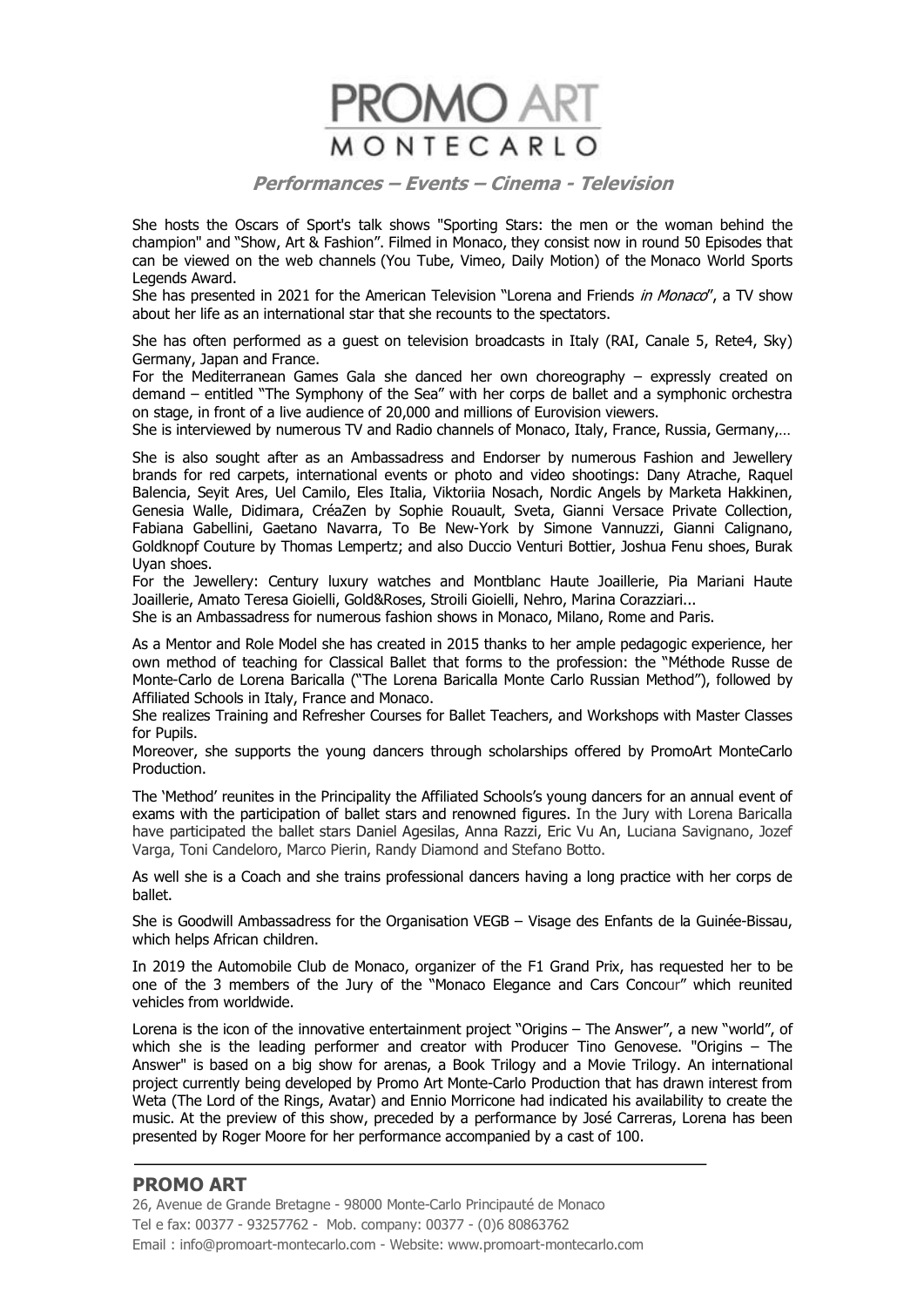She hosts the Oscars of Sport's talk shows "Sporting Stars: the men or the woman behind the champion" and "Show, Art & Fashion". Filmed in Monaco, they consist now in round 50 Episodes that can be viewed on the web channels (You Tube, Vimeo, Daily Motion) of the Monaco World Sports Legends Award.
She has presented in 2021 for the American Television "Lorena and Friends *in Monaco*", a TV show about her life as an international star that she recounts to the spectators.

She has often performed as a guest on television broadcasts in Italy (RAI, Canale 5, Rete4, Sky) Germany, Japan and France.
For the Mediterranean Games Gala she danced her own choreography – expressly created on demand – entitled "The Symphony of the Sea" with her corps de ballet and a symphonic orchestra on stage, in front of a live audience of 20,000 and millions of Eurovision viewers.
She is interviewed by numerous TV and Radio channels of Monaco, Italy, France, Russia, Germany,…

She is also sought after as an Ambassadress and Endorser by numerous Fashion and Jewellery brands for red carpets, international events or photo and video shootings: Dany Atrache, Raquel Balencia, Seyit Ares, Uel Camilo, Eles Italia, Viktoriia Nosach, Nordic Angels by Marketa Hakkinen, Genesia Walle, Didimara, CréaZen by Sophie Rouault, Sveta, Gianni Versace Private Collection, Fabiana Gabellini, Gaetano Navarra, To Be New-York by Simone Vannuzzi, Gianni Calignano, Goldknopf Couture by Thomas Lempertz; and also Duccio Venturi Bottier, Joshua Fenu shoes, Burak Uyan shoes.
For the Jewellery: Century luxury watches and Montblanc Haute Joaillerie, Pia Mariani Haute Joaillerie, Amato Teresa Gioielli, Gold&Roses, Stroili Gioielli, Nehro, Marina Corazziari...
She is an Ambassadress for numerous fashion shows in Monaco, Milano, Rome and Paris.

As a Mentor and Role Model she has created in 2015 thanks to her ample pedagogic experience, her own method of teaching for Classical Ballet that forms to the profession: the "Méthode Russe de Monte-Carlo de Lorena Baricalla ("The Lorena Baricalla Monte Carlo Russian Method"), followed by Affiliated Schools in Italy, France and Monaco.
She realizes Training and Refresher Courses for Ballet Teachers, and Workshops with Master Classes for Pupils.
Moreover, she supports the young dancers through scholarships offered by PromoArt MonteCarlo Production.

The 'Method' reunites in the Principality the Affiliated Schools's young dancers for an annual event of exams with the participation of ballet stars and renowned figures. In the Jury with Lorena Baricalla have participated the ballet stars Daniel Agesilas, Anna Razzi, Eric Vu An, Luciana Savignano, Jozef Varga, Toni Candeloro, Marco Pierin, Randy Diamond and Stefano Botto.

As well she is a Coach and she trains professional dancers having a long practice with her corps de ballet.

She is Goodwill Ambassadress for the Organisation VEGB – Visage des Enfants de la Guinée-Bissau, which helps African children.

In 2019 the Automobile Club de Monaco, organizer of the F1 Grand Prix, has requested her to be one of the 3 members of the Jury of the "Monaco Elegance and Cars Concour" which reunited vehicles from worldwide.

Lorena is the icon of the innovative entertainment project "Origins – The Answer", a new "world", of which she is the leading performer and creator with Producer Tino Genovese. "Origins – The Answer" is based on a big show for arenas, a Book Trilogy and a Movie Trilogy. An international project currently being developed by Promo Art Monte-Carlo Production that has drawn interest from Weta (The Lord of the Rings, Avatar) and Ennio Morricone had indicated his availability to create the music. At the preview of this show, preceded by a performance by José Carreras, Lorena has been presented by Roger Moore for her performance accompanied by a cast of 100.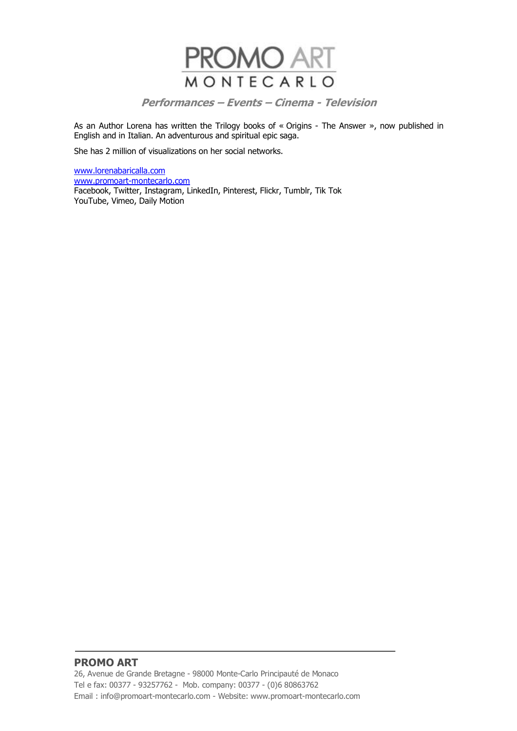# PROMO ART
## MONTECARLO

*Performances – Events – Cinema - Television*

As an Author Lorena has written the Trilogy books of « Origins - The Answer », now published in English and in Italian. An adventurous and spiritual epic saga.

She has 2 million of visualizations on her social networks.

www.lorenabaricalla.com
www.promoart-montecarlo.com
Facebook, Twitter, Instagram, LinkedIn, Pinterest, Flickr, Tumblr, Tik Tok
YouTube, Vimeo, Daily Motion

**PROMO ART**
26, Avenue de Grande Bretagne - 98000 Monte-Carlo Principauté de Monaco
Tel e fax: 00377 - 93257762 - Mob. company: 00377 - (0)6 80863762
Email : info@promoart-montecarlo.com - Website: www.promoart-montecarlo.com